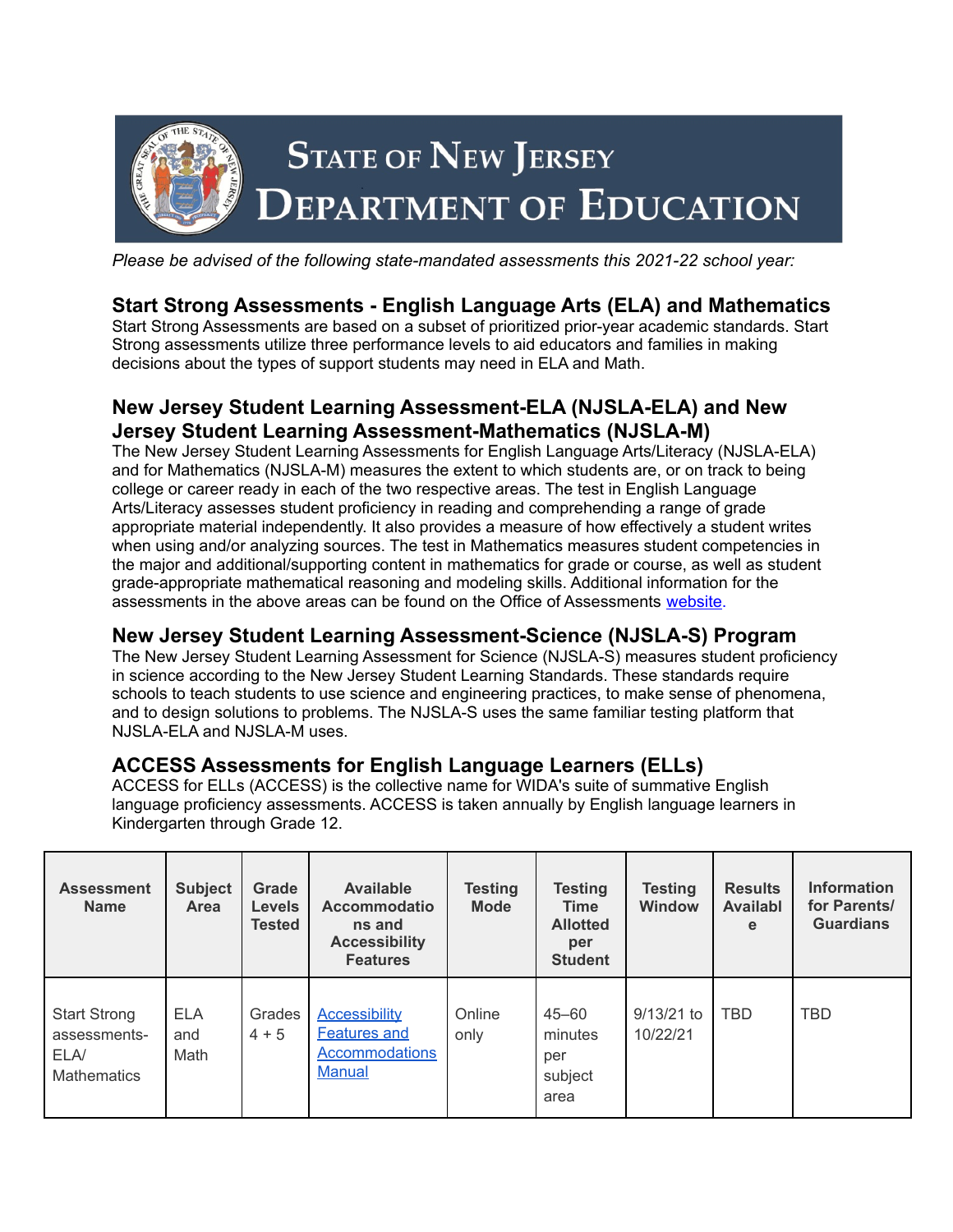# State of New Jersey Department of Education

*Please be advised of the following state-mandated assessments this 2021-22 school year:*

## Start Strong Assessments - English Language Arts (ELA) and Mathematics

Start Strong Assessments are based on a subset of prioritized prior-year academic standards. Start Strong assessments utilize three performance levels to aid educators and families in making decisions about the types of support students may need in ELA and Math.

## New Jersey Student Learning Assessment-ELA (NJSLA-ELA) and New Jersey Student Learning Assessment-Mathematics (NJSLA-M)

The New Jersey Student Learning Assessments for English Language Arts/Literacy (NJSLA-ELA) and for Mathematics (NJSLA-M) measures the extent to which students are, or on track to being college or career ready in each of the two respective areas. The test in English Language Arts/Literacy assesses student proficiency in reading and comprehending a range of grade appropriate material independently. It also provides a measure of how effectively a student writes when using and/or analyzing sources. The test in Mathematics measures student competencies in the major and additional/supporting content in mathematics for grade or course, as well as student grade-appropriate mathematical reasoning and modeling skills. Additional information for the assessments in the above areas can be found on the Office of Assessments website.

## New Jersey Student Learning Assessment-Science (NJSLA-S) Program

The New Jersey Student Learning Assessment for Science (NJSLA-S) measures student proficiency in science according to the New Jersey Student Learning Standards. These standards require schools to teach students to use science and engineering practices, to make sense of phenomena, and to design solutions to problems. The NJSLA-S uses the same familiar testing platform that NJSLA-ELA and NJSLA-M uses.

## ACCESS Assessments for English Language Learners (ELLs)

ACCESS for ELLs (ACCESS) is the collective name for WIDA's suite of summative English language proficiency assessments. ACCESS is taken annually by English language learners in Kindergarten through Grade 12.

| Assessment Name | Subject Area | Grade Levels Tested | Available Accommodations and Accessibility Features | Testing Mode | Testing Time Allotted per Student | Testing Window | Results Available | Information for Parents/ Guardians |
|---|---|---|---|---|---|---|---|---|
| Start Strong assessments-ELA/ Mathematics | ELA and Math | Grades 4 + 5 | Accessibility Features and Accommodations Manual | Online only | 45–60 minutes per subject area | 9/13/21 to 10/22/21 | TBD | TBD |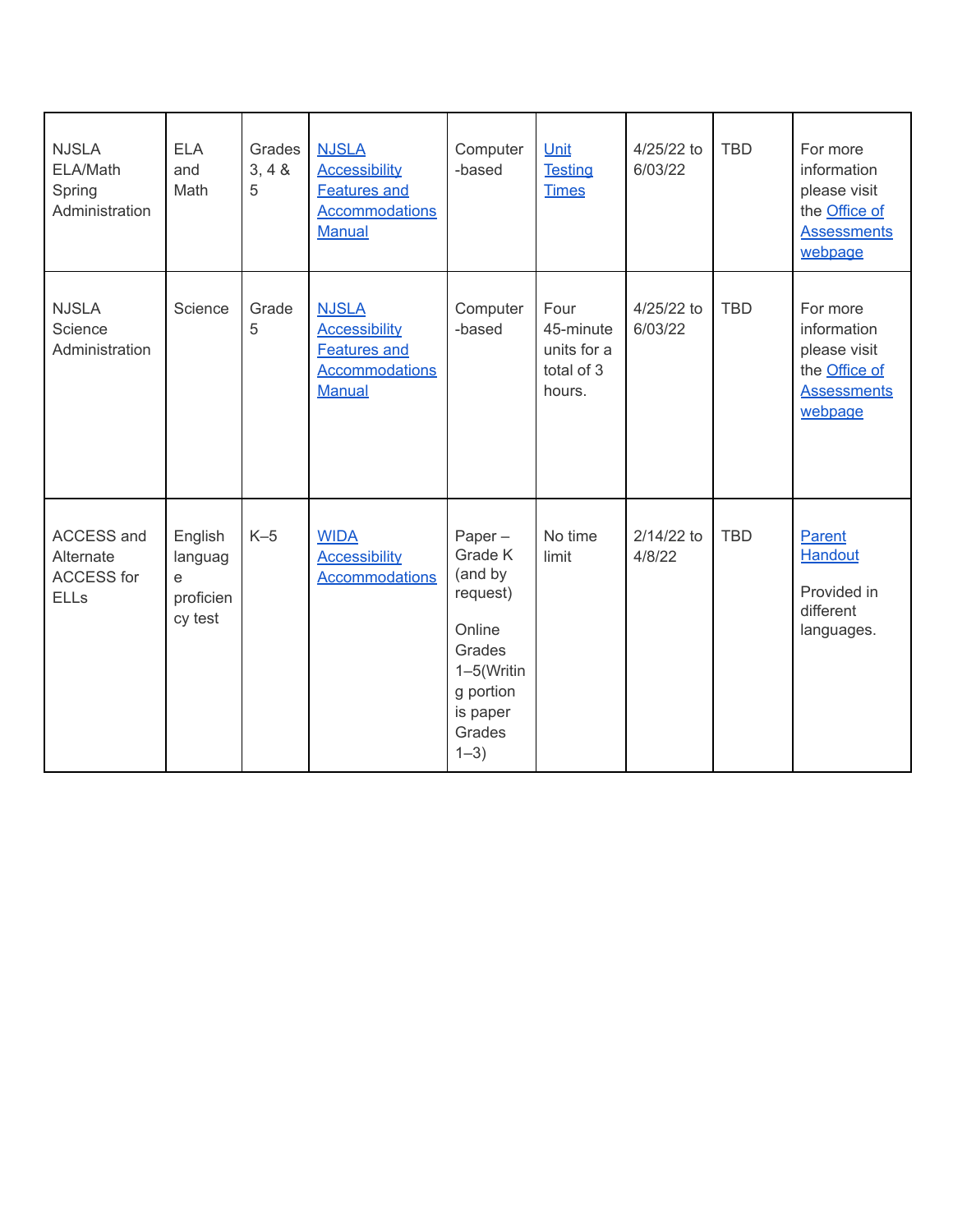| | | | | | | | | |
|---|---|---|---|---|---|---|---|---|
| NJSLA ELA/Math Spring Administration | ELA and Math | Grades 3, 4 & 5 | NJSLA Accessibility Features and Accommodations Manual | Computer-based | Unit Testing Times | 4/25/22 to 6/03/22 | TBD | For more information please visit the Office of Assessments webpage |
| NJSLA Science Administration | Science | Grade 5 | NJSLA Accessibility Features and Accommodations Manual | Computer-based | Four 45-minute units for a total of 3 hours. | 4/25/22 to 6/03/22 | TBD | For more information please visit the Office of Assessments webpage |
| ACCESS and Alternate ACCESS for ELLs | English language proficiency test | K–5 | WIDA Accessibility Accommodations | Paper – Grade K (and by request)<br><br>Online Grades 1–5(Writing portion is paper Grades 1–3) | No time limit | 2/14/22 to 4/8/22 | TBD | Parent Handout<br><br>Provided in different languages. |